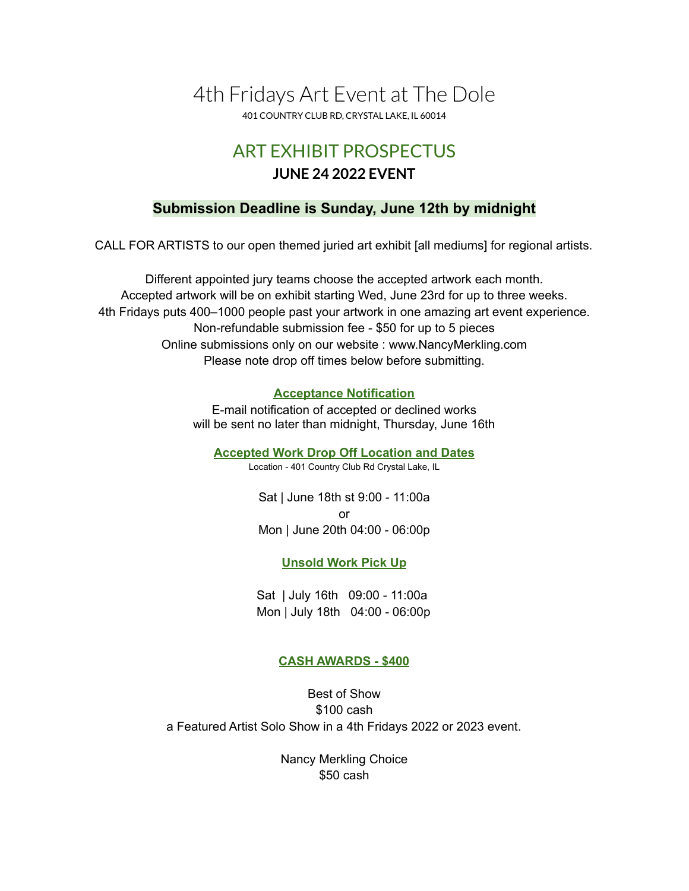# 4th Fridays Art Event at The Dole

401 COUNTRY CLUB RD, CRYSTAL LAKE, IL 60014

## ART EXHIBIT PROSPECTUS

### JUNE 24 2022 EVENT

**Submission Deadline is Sunday, June 12th by midnight**

CALL FOR ARTISTS to our open themed juried art exhibit [all mediums] for regional artists.

Different appointed jury teams choose the accepted artwork each month.
Accepted artwork will be on exhibit starting Wed, June 23rd for up to three weeks.
4th Fridays puts 400–1000 people past your artwork in one amazing art event experience.
Non-refundable submission fee - $50 for up to 5 pieces
Online submissions only on our website : www.NancyMerkling.com
Please note drop off times below before submitting.

**Acceptance Notification**

E-mail notification of accepted or declined works
will be sent no later than midnight, Thursday, June 16th

**Accepted Work Drop Off Location and Dates**

Location - 401 Country Club Rd Crystal Lake, IL

Sat | June 18th st 9:00 - 11:00a
or
Mon | June 20th 04:00 - 06:00p

**Unsold Work Pick Up**

Sat | July 16th 09:00 - 11:00a
Mon | July 18th 04:00 - 06:00p

**CASH AWARDS - $400**

Best of Show
$100 cash
a Featured Artist Solo Show in a 4th Fridays 2022 or 2023 event.

Nancy Merkling Choice
$50 cash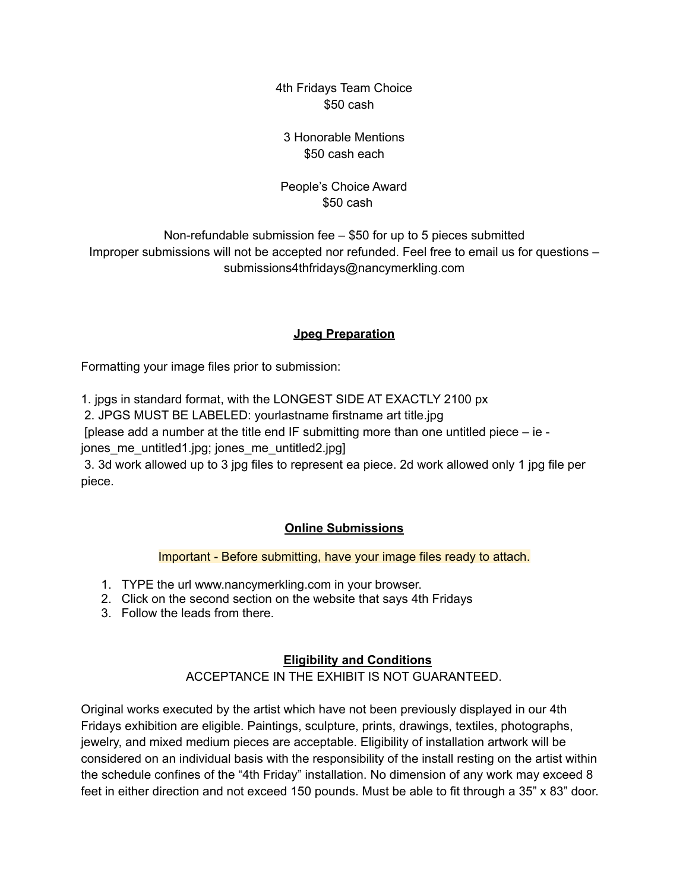4th Fridays Team Choice
$50 cash

3 Honorable Mentions
$50 cash each

People's Choice Award
$50 cash

Non-refundable submission fee – $50 for up to 5 pieces submitted
Improper submissions will not be accepted nor refunded. Feel free to email us for questions – submissions4thfridays@nancymerkling.com

## Jpeg Preparation

Formatting your image files prior to submission:

1. jpgs in standard format, with the LONGEST SIDE AT EXACTLY 2100 px
2. JPGS MUST BE LABELED: yourlastname firstname art title.jpg
 [please add a number at the title end IF submitting more than one untitled piece – ie - jones_me_untitled1.jpg; jones_me_untitled2.jpg]
3. 3d work allowed up to 3 jpg files to represent ea piece. 2d work allowed only 1 jpg file per piece.

## Online Submissions

Important - Before submitting, have your image files ready to attach.

1. TYPE the url www.nancymerkling.com in your browser.
2. Click on the second section on the website that says 4th Fridays
3. Follow the leads from there.

## Eligibility and Conditions

ACCEPTANCE IN THE EXHIBIT IS NOT GUARANTEED.

Original works executed by the artist which have not been previously displayed in our 4th Fridays exhibition are eligible. Paintings, sculpture, prints, drawings, textiles, photographs, jewelry, and mixed medium pieces are acceptable. Eligibility of installation artwork will be considered on an individual basis with the responsibility of the install resting on the artist within the schedule confines of the "4th Friday" installation. No dimension of any work may exceed 8 feet in either direction and not exceed 150 pounds. Must be able to fit through a 35" x 83" door.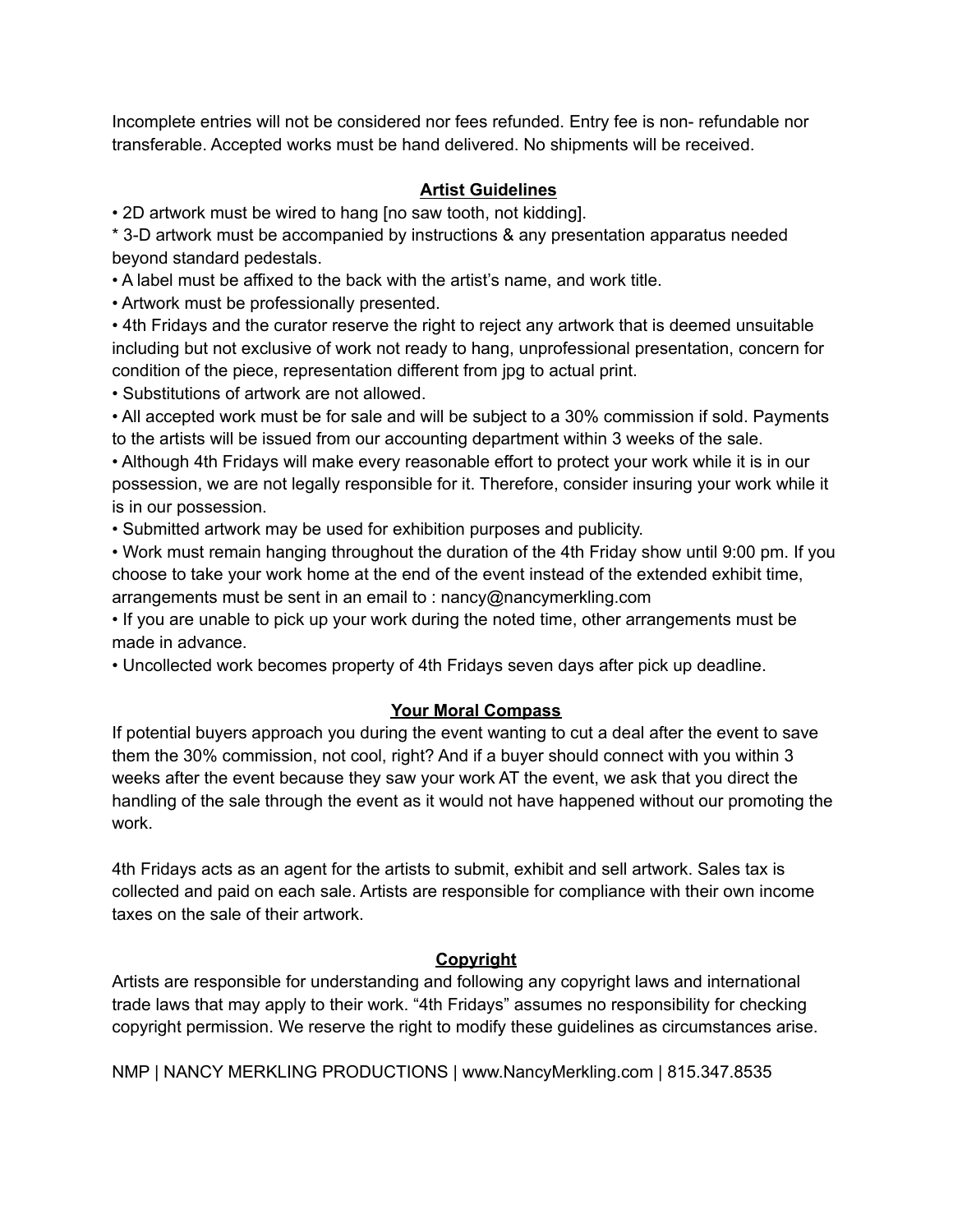Incomplete entries will not be considered nor fees refunded. Entry fee is non- refundable nor transferable. Accepted works must be hand delivered. No shipments will be received.

## Artist Guidelines

• 2D artwork must be wired to hang [no saw tooth, not kidding].

* 3-D artwork must be accompanied by instructions & any presentation apparatus needed beyond standard pedestals.

• A label must be affixed to the back with the artist's name, and work title.

• Artwork must be professionally presented.

• 4th Fridays and the curator reserve the right to reject any artwork that is deemed unsuitable including but not exclusive of work not ready to hang, unprofessional presentation, concern for condition of the piece, representation different from jpg to actual print.

• Substitutions of artwork are not allowed.

• All accepted work must be for sale and will be subject to a 30% commission if sold. Payments to the artists will be issued from our accounting department within 3 weeks of the sale.

• Although 4th Fridays will make every reasonable effort to protect your work while it is in our possession, we are not legally responsible for it. Therefore, consider insuring your work while it is in our possession.

• Submitted artwork may be used for exhibition purposes and publicity.

• Work must remain hanging throughout the duration of the 4th Friday show until 9:00 pm. If you choose to take your work home at the end of the event instead of the extended exhibit time, arrangements must be sent in an email to : nancy@nancymerkling.com

• If you are unable to pick up your work during the noted time, other arrangements must be made in advance.

• Uncollected work becomes property of 4th Fridays seven days after pick up deadline.

## Your Moral Compass

If potential buyers approach you during the event wanting to cut a deal after the event to save them the 30% commission, not cool, right? And if a buyer should connect with you within 3 weeks after the event because they saw your work AT the event, we ask that you direct the handling of the sale through the event as it would not have happened without our promoting the work.

4th Fridays acts as an agent for the artists to submit, exhibit and sell artwork. Sales tax is collected and paid on each sale. Artists are responsible for compliance with their own income taxes on the sale of their artwork.

## Copyright

Artists are responsible for understanding and following any copyright laws and international trade laws that may apply to their work. "4th Fridays" assumes no responsibility for checking copyright permission. We reserve the right to modify these guidelines as circumstances arise.

NMP | NANCY MERKLING PRODUCTIONS | www.NancyMerkling.com | 815.347.8535